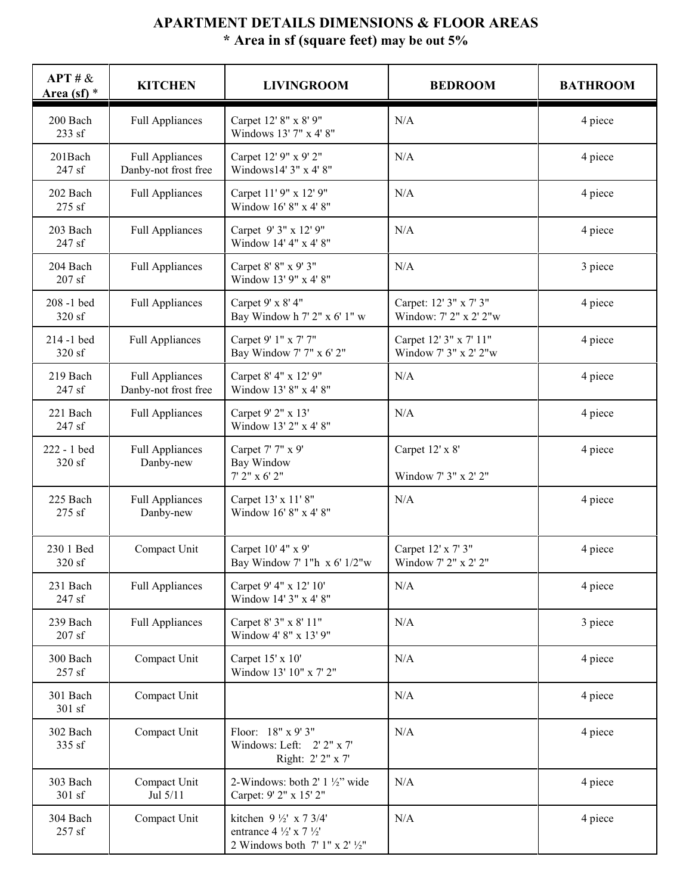# APARTMENT DETAILS DIMENSIONS & FLOOR AREAS
## * Area in sf (square feet) may be out 5%

| APT # & Area (sf) * | KITCHEN | LIVINGROOM | BEDROOM | BATHROOM |
|---|---|---|---|---|
| 200 Bach 233 sf | Full Appliances | Carpet 12' 8" x 8' 9" Windows 13' 7" x 4' 8" | N/A | 4 piece |
| 201Bach 247 sf | Full Appliances Danby-not frost free | Carpet 12' 9" x 9' 2" Windows14' 3" x 4' 8" | N/A | 4 piece |
| 202 Bach 275 sf | Full Appliances | Carpet 11' 9" x 12' 9" Window 16' 8" x 4' 8" | N/A | 4 piece |
| 203 Bach 247 sf | Full Appliances | Carpet 9' 3" x 12' 9" Window 14' 4" x 4' 8" | N/A | 4 piece |
| 204 Bach 207 sf | Full Appliances | Carpet 8' 8" x 9' 3" Window 13' 9" x 4' 8" | N/A | 3 piece |
| 208 -1 bed 320 sf | Full Appliances | Carpet 9' x 8' 4" Bay Window h 7' 2" x 6' 1" w | Carpet: 12' 3" x 7' 3" Window: 7' 2" x 2' 2"w | 4 piece |
| 214 -1 bed 320 sf | Full Appliances | Carpet 9' 1" x 7' 7" Bay Window 7' 7" x 6' 2" | Carpet 12' 3" x 7' 11" Window 7' 3" x 2' 2"w | 4 piece |
| 219 Bach 247 sf | Full Appliances Danby-not frost free | Carpet 8' 4" x 12' 9" Window 13' 8" x 4' 8" | N/A | 4 piece |
| 221 Bach 247 sf | Full Appliances | Carpet 9' 2" x 13' Window 13' 2" x 4' 8" | N/A | 4 piece |
| 222 - 1 bed 320 sf | Full Appliances Danby-new | Carpet 7' 7" x 9' Bay Window 7' 2" x 6' 2" | Carpet 12' x 8' Window 7' 3" x 2' 2" | 4 piece |
| 225 Bach 275 sf | Full Appliances Danby-new | Carpet 13' x 11' 8" Window 16' 8" x 4' 8" | N/A | 4 piece |
| 230 1 Bed 320 sf | Compact Unit | Carpet 10' 4" x 9' Bay Window 7' 1"h x 6' 1/2"w | Carpet 12' x 7' 3" Window 7' 2" x 2' 2" | 4 piece |
| 231 Bach 247 sf | Full Appliances | Carpet 9' 4" x 12' 10' Window 14' 3" x 4' 8" | N/A | 4 piece |
| 239 Bach 207 sf | Full Appliances | Carpet 8' 3" x 8' 11" Window 4' 8" x 13' 9" | N/A | 3 piece |
| 300 Bach 257 sf | Compact Unit | Carpet 15' x 10' Window 13' 10" x 7' 2" | N/A | 4 piece |
| 301 Bach 301 sf | Compact Unit | | N/A | 4 piece |
| 302 Bach 335 sf | Compact Unit | Floor: 18" x 9' 3" Windows: Left: 2' 2" x 7' Right: 2' 2" x 7' | N/A | 4 piece |
| 303 Bach 301 sf | Compact Unit Jul 5/11 | 2-Windows: both 2' 1 ½" wide Carpet: 9' 2" x 15' 2" | N/A | 4 piece |
| 304 Bach 257 sf | Compact Unit | kitchen 9 ½' x 7 3/4' entrance 4 ½' x 7 ½' 2 Windows both 7' 1" x 2' ½" | N/A | 4 piece |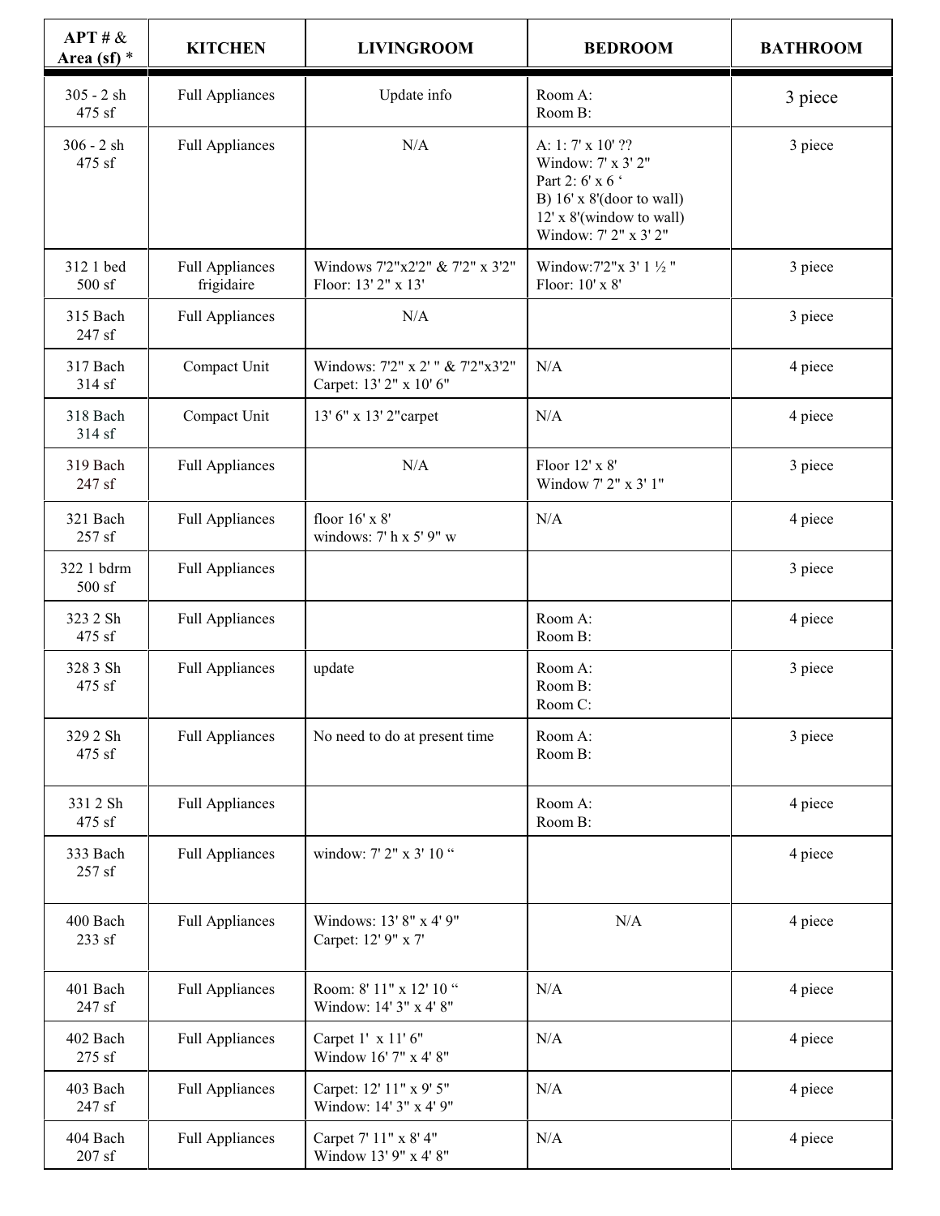| APT # & Area (sf) * | KITCHEN | LIVINGROOM | BEDROOM | BATHROOM |
|---|---|---|---|---|
| 305 - 2 sh<br>475 sf | Full Appliances | Update info | Room A:<br>Room B: | 3 piece |
| 306 - 2 sh<br>475 sf | Full Appliances | N/A | A: 1: 7' x 10' ??<br>Window: 7' x 3' 2"<br>Part 2: 6' x 6 '<br>B) 16' x 8'(door to wall)<br>12' x 8'(window to wall)<br>Window: 7' 2" x 3' 2" | 3 piece |
| 312 1 bed<br>500 sf | Full Appliances<br>frigidaire | Windows 7'2"x2'2" & 7'2" x 3'2"<br>Floor: 13' 2" x 13' | Window:7'2"x 3' 1 ½ "<br>Floor: 10' x 8' | 3 piece |
| 315 Bach<br>247 sf | Full Appliances | N/A | | 3 piece |
| 317 Bach<br>314 sf | Compact Unit | Windows: 7'2" x 2' " & 7'2"x3'2"<br>Carpet: 13' 2" x 10' 6" | N/A | 4 piece |
| 318 Bach<br>314 sf | Compact Unit | 13' 6" x 13' 2"carpet | N/A | 4 piece |
| 319 Bach<br>247 sf | Full Appliances | N/A | Floor 12' x 8'<br>Window 7' 2" x 3' 1" | 3 piece |
| 321 Bach<br>257 sf | Full Appliances | floor 16' x 8'<br>windows: 7' h x 5' 9" w | N/A | 4 piece |
| 322 1 bdrm<br>500 sf | Full Appliances | | | 3 piece |
| 323 2 Sh<br>475 sf | Full Appliances | | Room A:<br>Room B: | 4 piece |
| 328 3 Sh<br>475 sf | Full Appliances | update | Room A:<br>Room B:<br>Room C: | 3 piece |
| 329 2 Sh<br>475 sf | Full Appliances | No need to do at present time | Room A:<br>Room B: | 3 piece |
| 331 2 Sh<br>475 sf | Full Appliances | | Room A:<br>Room B: | 4 piece |
| 333 Bach<br>257 sf | Full Appliances | window: 7' 2" x 3' 10 " | | 4 piece |
| 400 Bach<br>233 sf | Full Appliances | Windows: 13' 8" x 4' 9"<br>Carpet: 12' 9" x 7' | N/A | 4 piece |
| 401 Bach<br>247 sf | Full Appliances | Room: 8' 11" x 12' 10 "<br>Window: 14' 3" x 4' 8" | N/A | 4 piece |
| 402 Bach<br>275 sf | Full Appliances | Carpet 1' x 11' 6"<br>Window 16' 7" x 4' 8" | N/A | 4 piece |
| 403 Bach<br>247 sf | Full Appliances | Carpet: 12' 11" x 9' 5"<br>Window: 14' 3" x 4' 9" | N/A | 4 piece |
| 404 Bach<br>207 sf | Full Appliances | Carpet 7' 11" x 8' 4"<br>Window 13' 9" x 4' 8" | N/A | 4 piece |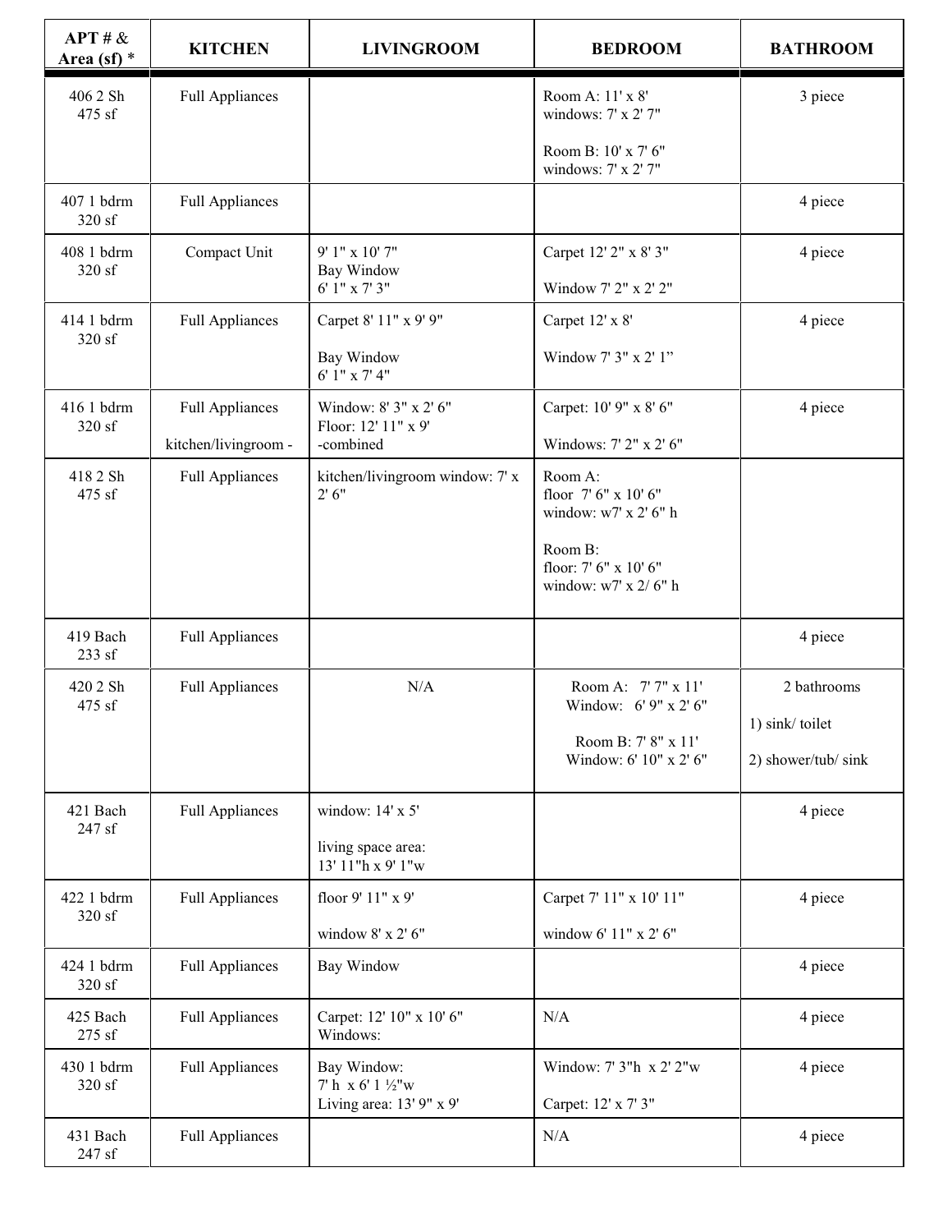| APT # & Area (sf) * | KITCHEN | LIVINGROOM | BEDROOM | BATHROOM |
|---|---|---|---|---|
| 406 2 Sh 475 sf | Full Appliances | | Room A: 11' x 8' windows: 7' x 2' 7" Room B: 10' x 7' 6" windows: 7' x 2' 7" | 3 piece |
| 407 1 bdrm 320 sf | Full Appliances | | | 4 piece |
| 408 1 bdrm 320 sf | Compact Unit | 9' 1" x 10' 7" Bay Window 6' 1" x 7' 3" | Carpet 12' 2" x 8' 3" Window 7' 2" x 2' 2" | 4 piece |
| 414 1 bdrm 320 sf | Full Appliances | Carpet 8' 11" x 9' 9" Bay Window 6' 1" x 7' 4" | Carpet 12' x 8' Window 7' 3" x 2' 1" | 4 piece |
| 416 1 bdrm 320 sf | Full Appliances kitchen/livingroom - | Window: 8' 3" x 2' 6" Floor: 12' 11" x 9' -combined | Carpet: 10' 9" x 8' 6" Windows: 7' 2" x 2' 6" | 4 piece |
| 418 2 Sh 475 sf | Full Appliances | kitchen/livingroom window: 7' x 2' 6" | Room A: floor 7' 6" x 10' 6" window: w7' x 2' 6" h Room B: floor: 7' 6" x 10' 6" window: w7' x 2/ 6" h | |
| 419 Bach 233 sf | Full Appliances | | | 4 piece |
| 420 2 Sh 475 sf | Full Appliances | N/A | Room A: 7' 7" x 11' Window: 6' 9" x 2' 6" Room B: 7' 8" x 11' Window: 6' 10" x 2' 6" | 2 bathrooms 1) sink/ toilet 2) shower/tub/ sink |
| 421 Bach 247 sf | Full Appliances | window: 14' x 5' living space area: 13' 11"h x 9' 1"w | | 4 piece |
| 422 1 bdrm 320 sf | Full Appliances | floor 9' 11" x 9' window 8' x 2' 6" | Carpet 7' 11" x 10' 11" window 6' 11" x 2' 6" | 4 piece |
| 424 1 bdrm 320 sf | Full Appliances | Bay Window | | 4 piece |
| 425 Bach 275 sf | Full Appliances | Carpet: 12' 10" x 10' 6" Windows: | N/A | 4 piece |
| 430 1 bdrm 320 sf | Full Appliances | Bay Window: 7' h x 6' 1 ½"w Living area: 13' 9" x 9' | Window: 7' 3"h x 2' 2"w Carpet: 12' x 7' 3" | 4 piece |
| 431 Bach 247 sf | Full Appliances | | N/A | 4 piece |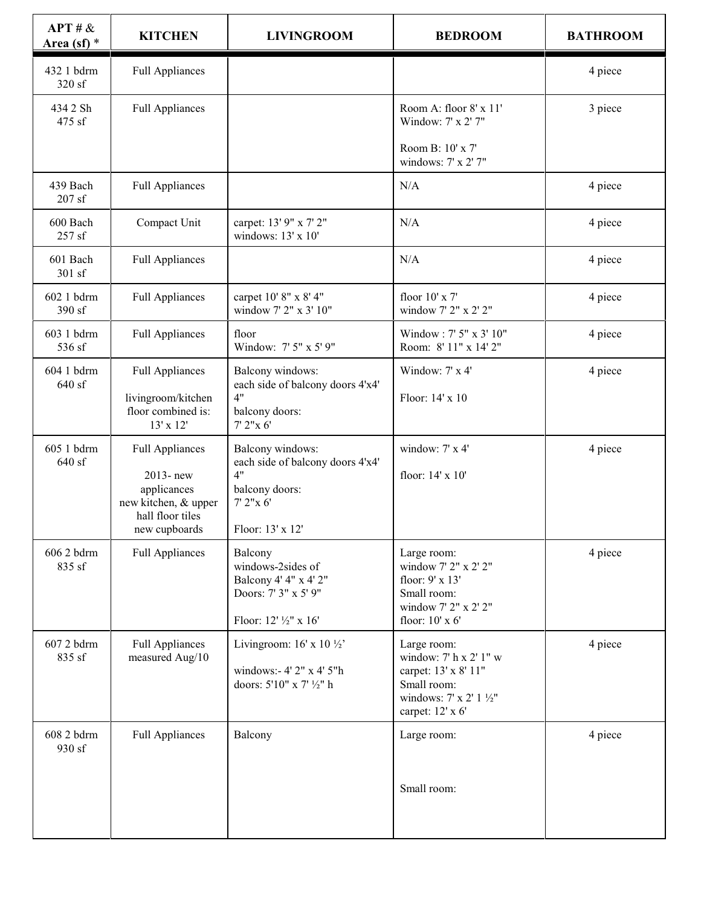| APT # & Area (sf) * | KITCHEN | LIVINGROOM | BEDROOM | BATHROOM |
|---|---|---|---|---|
| 432 1 bdrm 320 sf | Full Appliances | | | 4 piece |
| 434 2 Sh 475 sf | Full Appliances | | Room A: floor 8' x 11' Window: 7' x 2' 7" Room B: 10' x 7' windows: 7' x 2' 7" | 3 piece |
| 439 Bach 207 sf | Full Appliances | | N/A | 4 piece |
| 600 Bach 257 sf | Compact Unit | carpet: 13' 9" x 7' 2" windows: 13' x 10' | N/A | 4 piece |
| 601 Bach 301 sf | Full Appliances | | N/A | 4 piece |
| 602 1 bdrm 390 sf | Full Appliances | carpet 10' 8" x 8' 4" window 7' 2" x 3' 10" | floor 10' x 7' window 7' 2" x 2' 2" | 4 piece |
| 603 1 bdrm 536 sf | Full Appliances | floor Window: 7' 5" x 5' 9" | Window : 7' 5" x 3' 10" Room: 8' 11" x 14' 2" | 4 piece |
| 604 1 bdrm 640 sf | Full Appliances livingroom/kitchen floor combined is: 13' x 12' | Balcony windows: each side of balcony doors 4'x4' 4" balcony doors: 7' 2"x 6' | Window: 7' x 4' Floor: 14' x 10 | 4 piece |
| 605 1 bdrm 640 sf | Full Appliances 2013- new applicances new kitchen, & upper hall floor tiles new cupboards | Balcony windows: each side of balcony doors 4'x4' 4" balcony doors: 7' 2"x 6' Floor: 13' x 12' | window: 7' x 4' floor: 14' x 10' | 4 piece |
| 606 2 bdrm 835 sf | Full Appliances | Balcony windows-2sides of Balcony 4' 4" x 4' 2" Doors: 7' 3" x 5' 9" Floor: 12' ½" x 16' | Large room: window 7' 2" x 2' 2" floor: 9' x 13' Small room: window 7' 2" x 2' 2" floor: 10' x 6' | 4 piece |
| 607 2 bdrm 835 sf | Full Appliances measured Aug/10 | Livingroom: 16' x 10 ½' windows:- 4' 2" x 4' 5"h doors: 5'10" x 7' ½" h | Large room: window: 7' h x 2' 1" w carpet: 13' x 8' 11" Small room: windows: 7' x 2' 1 ½" carpet: 12' x 6' | 4 piece |
| 608 2 bdrm 930 sf | Full Appliances | Balcony | Large room: Small room: | 4 piece |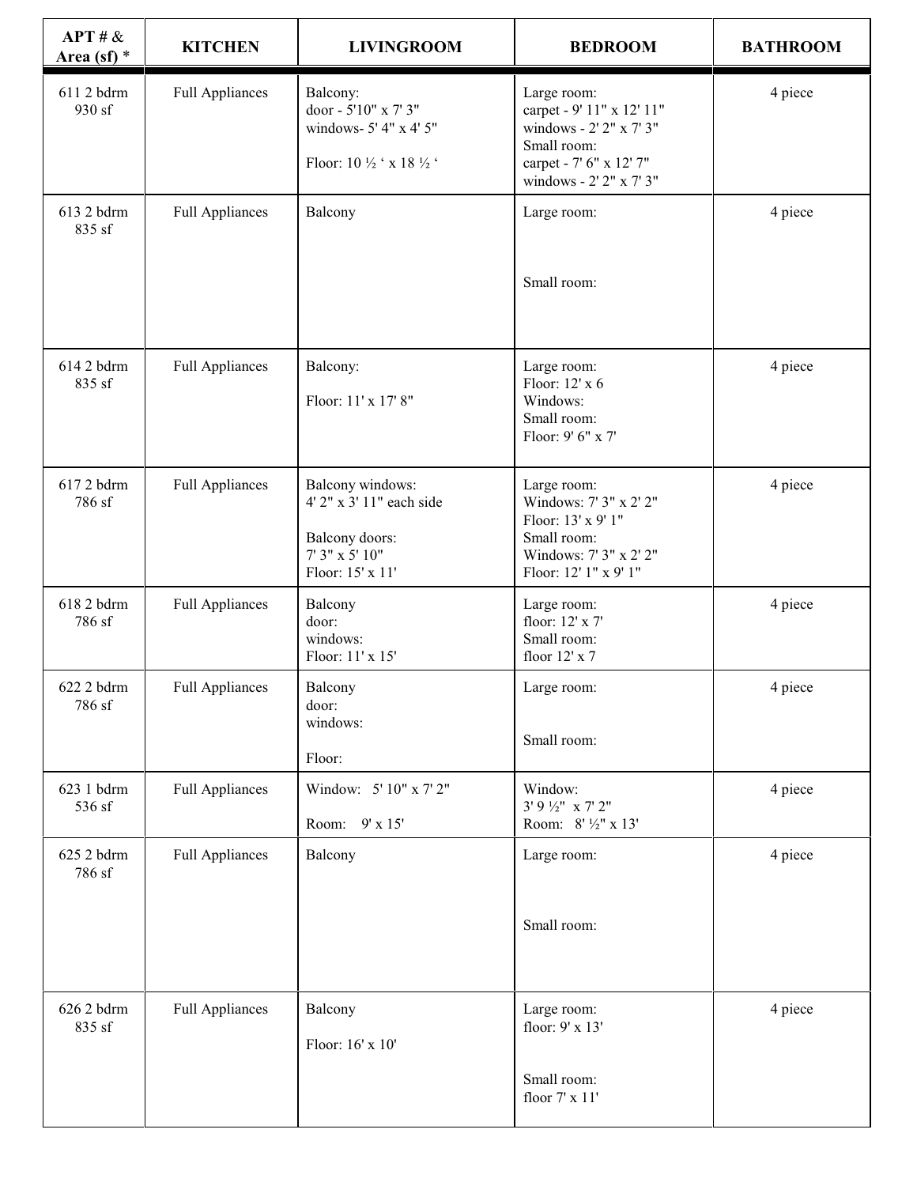| APT # & Area (sf) * | KITCHEN | LIVINGROOM | BEDROOM | BATHROOM |
|---|---|---|---|---|
| 611 2 bdrm 930 sf | Full Appliances | Balcony:<br>door - 5'10" x 7' 3"<br>windows- 5' 4" x 4' 5"<br><br>Floor: 10 ½ ' x 18 ½ ' | Large room:<br>carpet - 9' 11" x 12' 11"<br>windows - 2' 2" x 7' 3"<br>Small room:<br>carpet - 7' 6" x 12' 7"<br>windows - 2' 2" x 7' 3" | 4 piece |
| 613 2 bdrm 835 sf | Full Appliances | Balcony | Large room:<br><br><br>Small room: | 4 piece |
| 614 2 bdrm 835 sf | Full Appliances | Balcony:<br><br>Floor: 11' x 17' 8" | Large room:<br>Floor: 12' x 6<br>Windows:<br>Small room:<br>Floor: 9' 6" x 7' | 4 piece |
| 617 2 bdrm 786 sf | Full Appliances | Balcony windows:<br>4' 2" x 3' 11" each side<br><br>Balcony doors:<br>7' 3" x 5' 10"<br>Floor: 15' x 11' | Large room:<br>Windows: 7' 3" x 2' 2"<br>Floor: 13' x 9' 1"<br>Small room:<br>Windows: 7' 3" x 2' 2"<br>Floor: 12' 1" x 9' 1" | 4 piece |
| 618 2 bdrm 786 sf | Full Appliances | Balcony<br>door:<br>windows:<br>Floor: 11' x 15' | Large room:<br>floor: 12' x 7'<br>Small room:<br>floor 12' x 7 | 4 piece |
| 622 2 bdrm 786 sf | Full Appliances | Balcony<br>door:<br>windows:<br><br>Floor: | Large room:<br><br><br>Small room: | 4 piece |
| 623 1 bdrm 536 sf | Full Appliances | Window: 5' 10" x 7' 2"<br><br>Room: 9' x 15' | Window:<br>3' 9 ½" x 7' 2"<br>Room: 8' ½" x 13' | 4 piece |
| 625 2 bdrm 786 sf | Full Appliances | Balcony | Large room:<br><br><br>Small room: | 4 piece |
| 626 2 bdrm 835 sf | Full Appliances | Balcony<br><br>Floor: 16' x 10' | Large room:<br>floor: 9' x 13'<br><br><br>Small room:<br>floor 7' x 11' | 4 piece |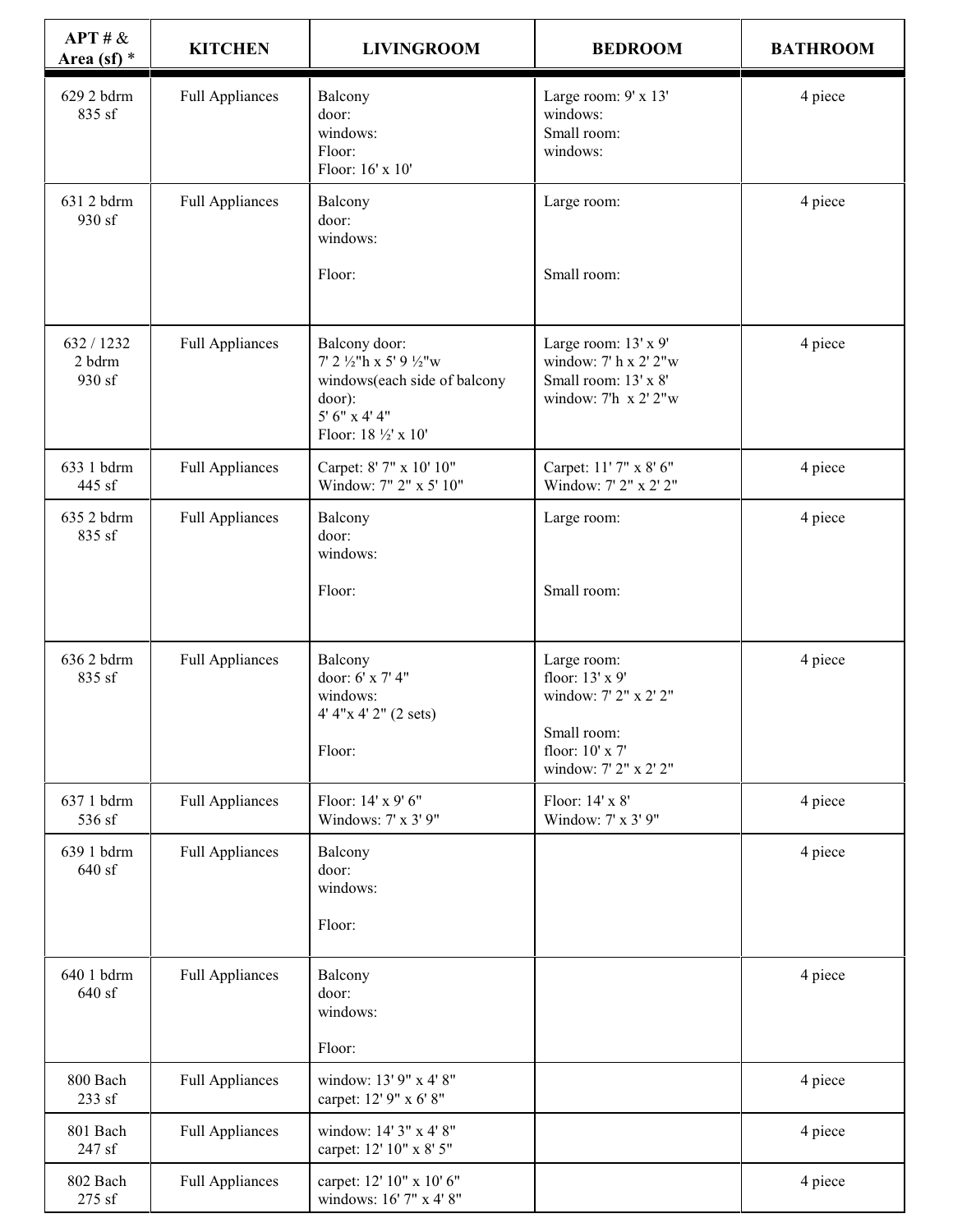| APT # & Area (sf) * | KITCHEN | LIVINGROOM | BEDROOM | BATHROOM |
|---|---|---|---|---|
| 629 2 bdrm 835 sf | Full Appliances | Balcony door: windows: Floor: Floor: 16' x 10' | Large room: 9' x 13' windows: Small room: windows: | 4 piece |
| 631 2 bdrm 930 sf | Full Appliances | Balcony door: windows: Floor: | Large room: Small room: | 4 piece |
| 632 / 1232 2 bdrm 930 sf | Full Appliances | Balcony door: 7' 2 ½"h x 5' 9 ½"w windows(each side of balcony door): 5' 6" x 4' 4" Floor: 18 ½' x 10' | Large room: 13' x 9' window: 7' h x 2' 2"w Small room: 13' x 8' window: 7'h x 2' 2"w | 4 piece |
| 633 1 bdrm 445 sf | Full Appliances | Carpet: 8' 7" x 10' 10" Window: 7" 2" x 5' 10" | Carpet: 11' 7" x 8' 6" Window: 7' 2" x 2' 2" | 4 piece |
| 635 2 bdrm 835 sf | Full Appliances | Balcony door: windows: Floor: | Large room: Small room: | 4 piece |
| 636 2 bdrm 835 sf | Full Appliances | Balcony door: 6' x 7' 4" windows: 4' 4"x 4' 2" (2 sets) Floor: | Large room: floor: 13' x 9' window: 7' 2" x 2' 2" Small room: floor: 10' x 7' window: 7' 2" x 2' 2" | 4 piece |
| 637 1 bdrm 536 sf | Full Appliances | Floor: 14' x 9' 6" Windows: 7' x 3' 9" | Floor: 14' x 8' Window: 7' x 3' 9" | 4 piece |
| 639 1 bdrm 640 sf | Full Appliances | Balcony door: windows: Floor: | | 4 piece |
| 640 1 bdrm 640 sf | Full Appliances | Balcony door: windows: Floor: | | 4 piece |
| 800 Bach 233 sf | Full Appliances | window: 13' 9" x 4' 8" carpet: 12' 9" x 6' 8" | | 4 piece |
| 801 Bach 247 sf | Full Appliances | window: 14' 3" x 4' 8" carpet: 12' 10" x 8' 5" | | 4 piece |
| 802 Bach 275 sf | Full Appliances | carpet: 12' 10" x 10' 6" windows: 16' 7" x 4' 8" | | 4 piece |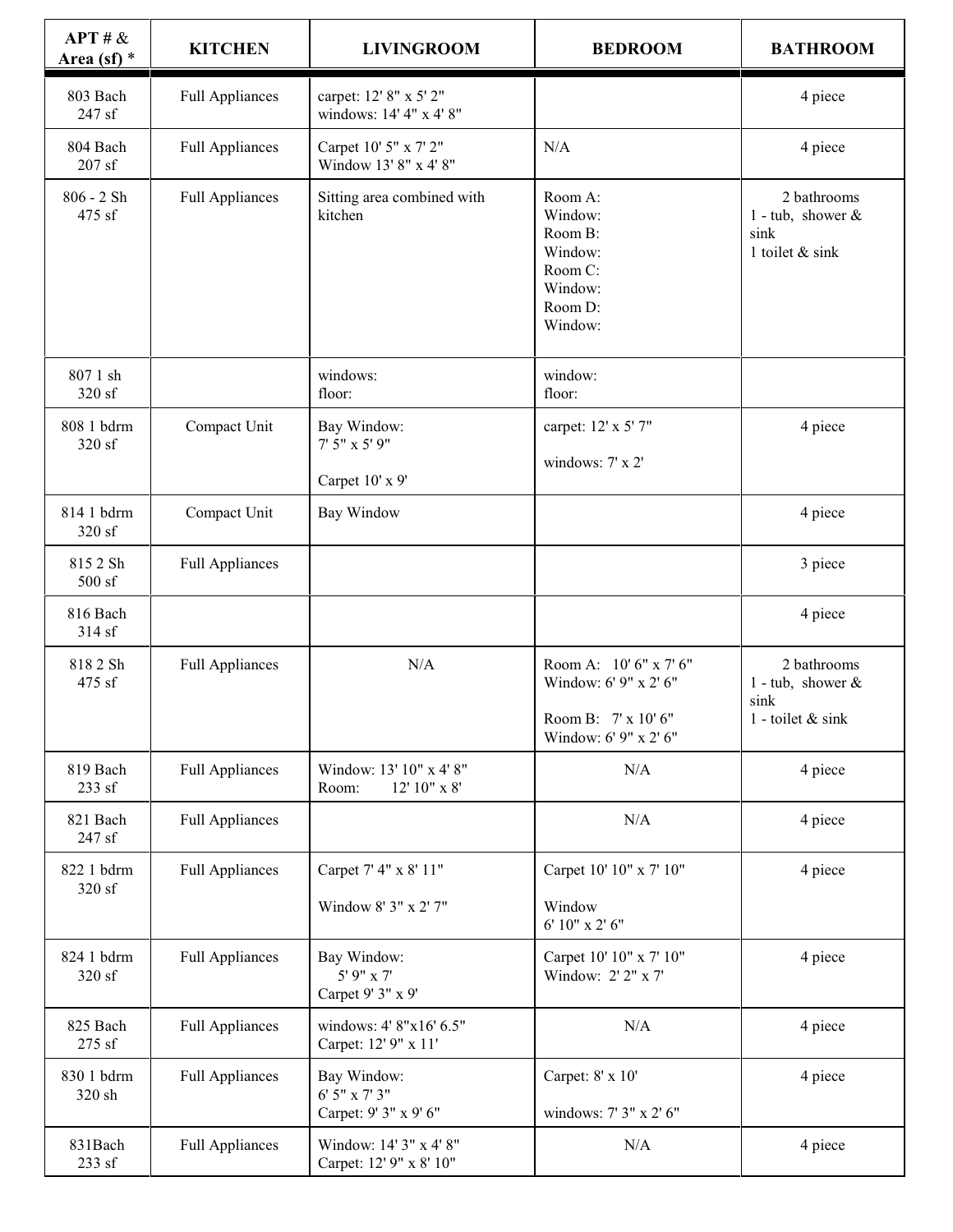| APT # & Area (sf) * | KITCHEN | LIVINGROOM | BEDROOM | BATHROOM |
|---|---|---|---|---|
| 803 Bach 247 sf | Full Appliances | carpet: 12' 8" x 5' 2" windows: 14' 4" x 4' 8" | | 4 piece |
| 804 Bach 207 sf | Full Appliances | Carpet 10' 5" x 7' 2" Window 13' 8" x 4' 8" | N/A | 4 piece |
| 806 - 2 Sh 475 sf | Full Appliances | Sitting area combined with kitchen | Room A: Window: Room B: Window: Room C: Window: Room D: Window: | 2 bathrooms 1 - tub, shower & sink 1 toilet & sink |
| 807 1 sh 320 sf | | windows: floor: | window: floor: | |
| 808 1 bdrm 320 sf | Compact Unit | Bay Window: 7' 5" x 5' 9" Carpet 10' x 9' | carpet: 12' x 5' 7" windows: 7' x 2' | 4 piece |
| 814 1 bdrm 320 sf | Compact Unit | Bay Window | | 4 piece |
| 815 2 Sh 500 sf | Full Appliances | | | 3 piece |
| 816 Bach 314 sf | | | | 4 piece |
| 818 2 Sh 475 sf | Full Appliances | N/A | Room A: 10' 6" x 7' 6" Window: 6' 9" x 2' 6" Room B: 7' x 10' 6" Window: 6' 9" x 2' 6" | 2 bathrooms 1 - tub, shower & sink 1 - toilet & sink |
| 819 Bach 233 sf | Full Appliances | Window: 13' 10" x 4' 8" Room: 12' 10" x 8' | N/A | 4 piece |
| 821 Bach 247 sf | Full Appliances | | N/A | 4 piece |
| 822 1 bdrm 320 sf | Full Appliances | Carpet 7' 4" x 8' 11" Window 8' 3" x 2' 7" | Carpet 10' 10" x 7' 10" Window 6' 10" x 2' 6" | 4 piece |
| 824 1 bdrm 320 sf | Full Appliances | Bay Window: 5' 9" x 7' Carpet 9' 3" x 9' | Carpet 10' 10" x 7' 10" Window: 2' 2" x 7' | 4 piece |
| 825 Bach 275 sf | Full Appliances | windows: 4' 8"x16' 6.5" Carpet: 12' 9" x 11' | N/A | 4 piece |
| 830 1 bdrm 320 sh | Full Appliances | Bay Window: 6' 5" x 7' 3" Carpet: 9' 3" x 9' 6" | Carpet: 8' x 10' windows: 7' 3" x 2' 6" | 4 piece |
| 831Bach 233 sf | Full Appliances | Window: 14' 3" x 4' 8" Carpet: 12' 9" x 8' 10" | N/A | 4 piece |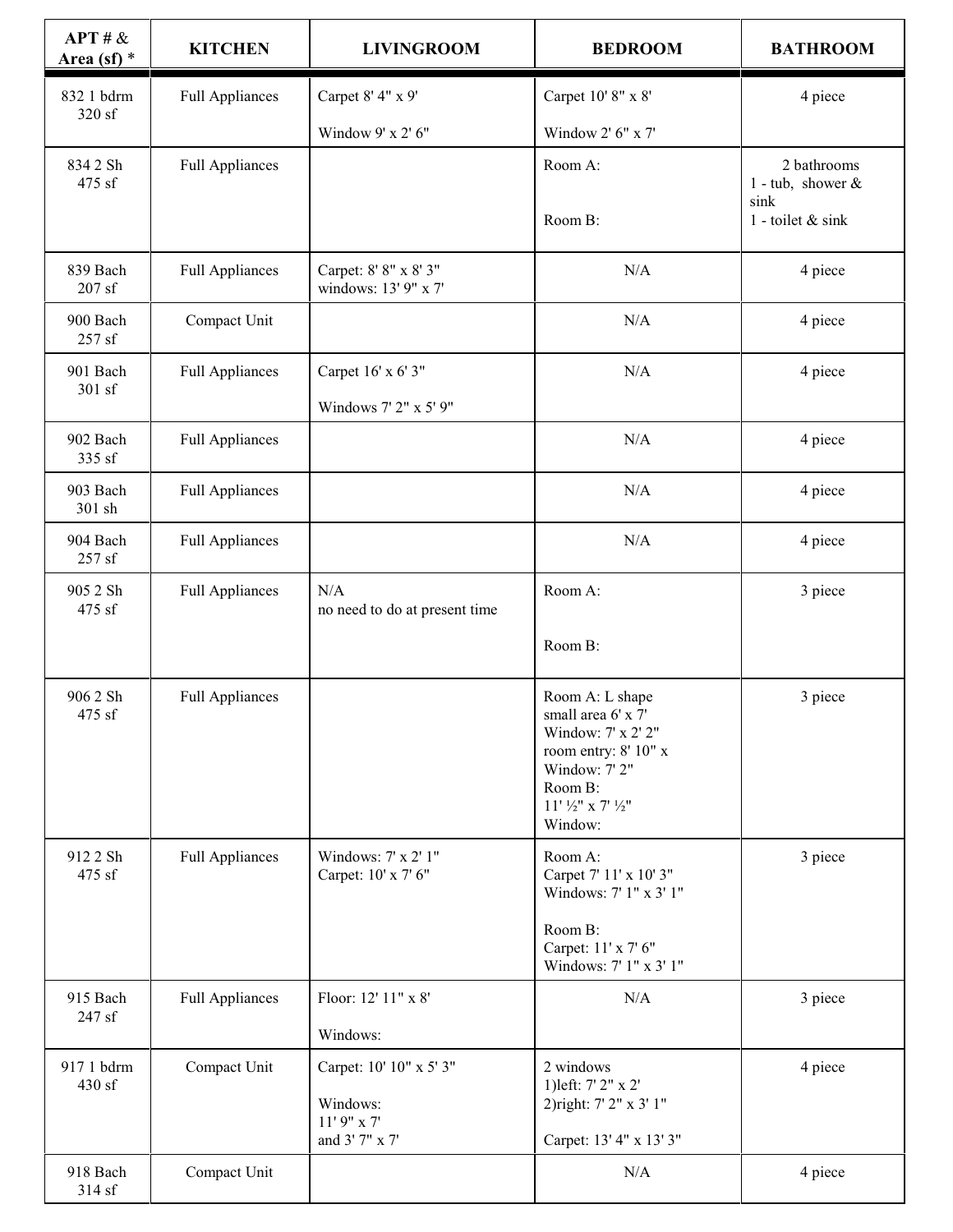| APT # & Area (sf) * | KITCHEN | LIVINGROOM | BEDROOM | BATHROOM |
|---|---|---|---|---|
| 832 1 bdrm 320 sf | Full Appliances | Carpet 8' 4" x 9'<br><br>Window 9' x 2' 6" | Carpet 10' 8" x 8'<br><br>Window 2' 6" x 7' | 4 piece |
| 834 2 Sh 475 sf | Full Appliances | | Room A:<br><br><br>Room B: | 2 bathrooms<br>1 - tub, shower & sink<br>1 - toilet & sink |
| 839 Bach 207 sf | Full Appliances | Carpet: 8' 8" x 8' 3"<br>windows: 13' 9" x 7' | N/A | 4 piece |
| 900 Bach 257 sf | Compact Unit | | N/A | 4 piece |
| 901 Bach 301 sf | Full Appliances | Carpet 16' x 6' 3"<br><br>Windows 7' 2" x 5' 9" | N/A | 4 piece |
| 902 Bach 335 sf | Full Appliances | | N/A | 4 piece |
| 903 Bach 301 sh | Full Appliances | | N/A | 4 piece |
| 904 Bach 257 sf | Full Appliances | | N/A | 4 piece |
| 905 2 Sh 475 sf | Full Appliances | N/A<br>no need to do at present time | Room A:<br><br><br>Room B: | 3 piece |
| 906 2 Sh 475 sf | Full Appliances | | Room A: L shape<br>small area 6' x 7'<br>Window: 7' x 2' 2"<br>room entry: 8' 10" x<br>Window: 7' 2"<br>Room B:<br>11' ½" x 7' ½"<br>Window: | 3 piece |
| 912 2 Sh 475 sf | Full Appliances | Windows: 7' x 2' 1"<br>Carpet: 10' x 7' 6" | Room A:<br>Carpet 7' 11' x 10' 3"<br>Windows: 7' 1" x 3' 1"<br><br>Room B:<br>Carpet: 11' x 7' 6"<br>Windows: 7' 1" x 3' 1" | 3 piece |
| 915 Bach 247 sf | Full Appliances | Floor: 12' 11" x 8'<br><br>Windows: | N/A | 3 piece |
| 917 1 bdrm 430 sf | Compact Unit | Carpet: 10' 10" x 5' 3"<br><br>Windows:<br>11' 9" x 7'<br>and 3' 7" x 7' | 2 windows<br>1)left: 7' 2" x 2'<br>2)right: 7' 2" x 3' 1"<br><br>Carpet: 13' 4" x 13' 3" | 4 piece |
| 918 Bach 314 sf | Compact Unit | | N/A | 4 piece |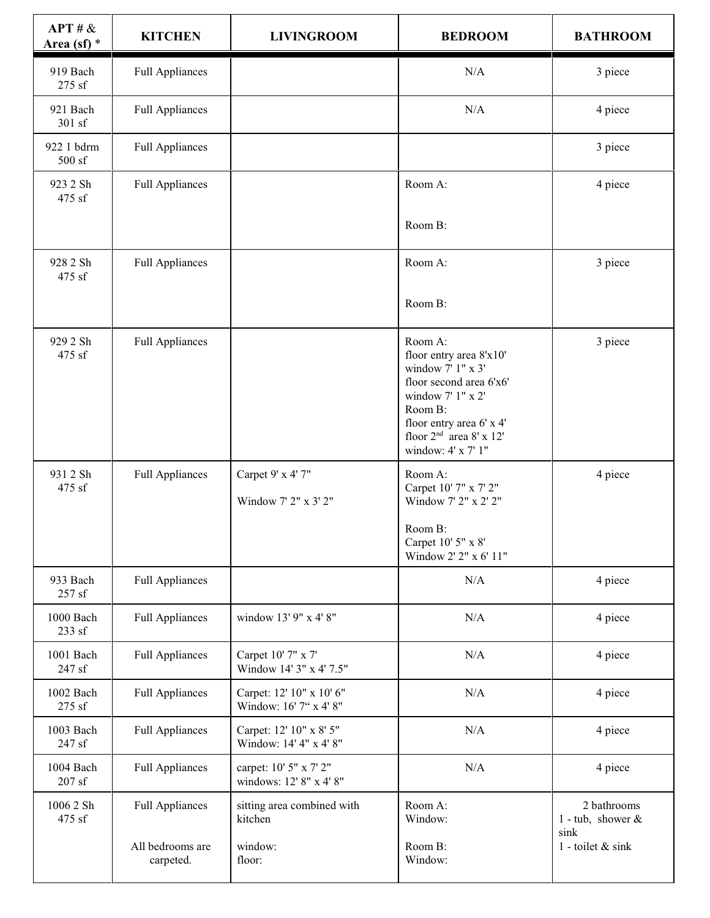| APT # & Area (sf) * | KITCHEN | LIVINGROOM | BEDROOM | BATHROOM |
|---|---|---|---|---|
| 919 Bach 275 sf | Full Appliances | | N/A | 3 piece |
| 921 Bach 301 sf | Full Appliances | | N/A | 4 piece |
| 922 1 bdrm 500 sf | Full Appliances | | | 3 piece |
| 923 2 Sh 475 sf | Full Appliances | | Room A:<br><br>Room B: | 4 piece |
| 928 2 Sh 475 sf | Full Appliances | | Room A:<br><br>Room B: | 3 piece |
| 929 2 Sh 475 sf | Full Appliances | | Room A:<br>floor entry area 8'x10'<br>window 7' 1" x 3'<br>floor second area 6'x6'<br>window 7' 1" x 2'<br>Room B:<br>floor entry area 6' x 4'<br>floor 2nd area 8' x 12'<br>window: 4' x 7' 1" | 3 piece |
| 931 2 Sh 475 sf | Full Appliances | Carpet 9' x 4' 7"<br><br>Window 7' 2" x 3' 2" | Room A:<br>Carpet 10' 7" x 7' 2"<br>Window 7' 2" x 2' 2"<br><br>Room B:<br>Carpet 10' 5" x 8'<br>Window 2' 2" x 6' 11" | 4 piece |
| 933 Bach 257 sf | Full Appliances | | N/A | 4 piece |
| 1000 Bach 233 sf | Full Appliances | window 13' 9" x 4' 8" | N/A | 4 piece |
| 1001 Bach 247 sf | Full Appliances | Carpet 10' 7" x 7'<br>Window 14' 3" x 4' 7.5" | N/A | 4 piece |
| 1002 Bach 275 sf | Full Appliances | Carpet: 12' 10" x 10' 6"<br>Window: 16' 7" x 4' 8" | N/A | 4 piece |
| 1003 Bach 247 sf | Full Appliances | Carpet: 12' 10" x 8' 5"<br>Window: 14' 4" x 4' 8" | N/A | 4 piece |
| 1004 Bach 207 sf | Full Appliances | carpet: 10' 5" x 7' 2"<br>windows: 12' 8" x 4' 8" | N/A | 4 piece |
| 1006 2 Sh 475 sf | Full Appliances<br><br>All bedrooms are carpeted. | sitting area combined with kitchen<br><br>window:<br>floor: | Room A:<br>Window:<br><br>Room B:<br>Window: | 2 bathrooms<br>1 - tub, shower & sink<br>1 - toilet & sink |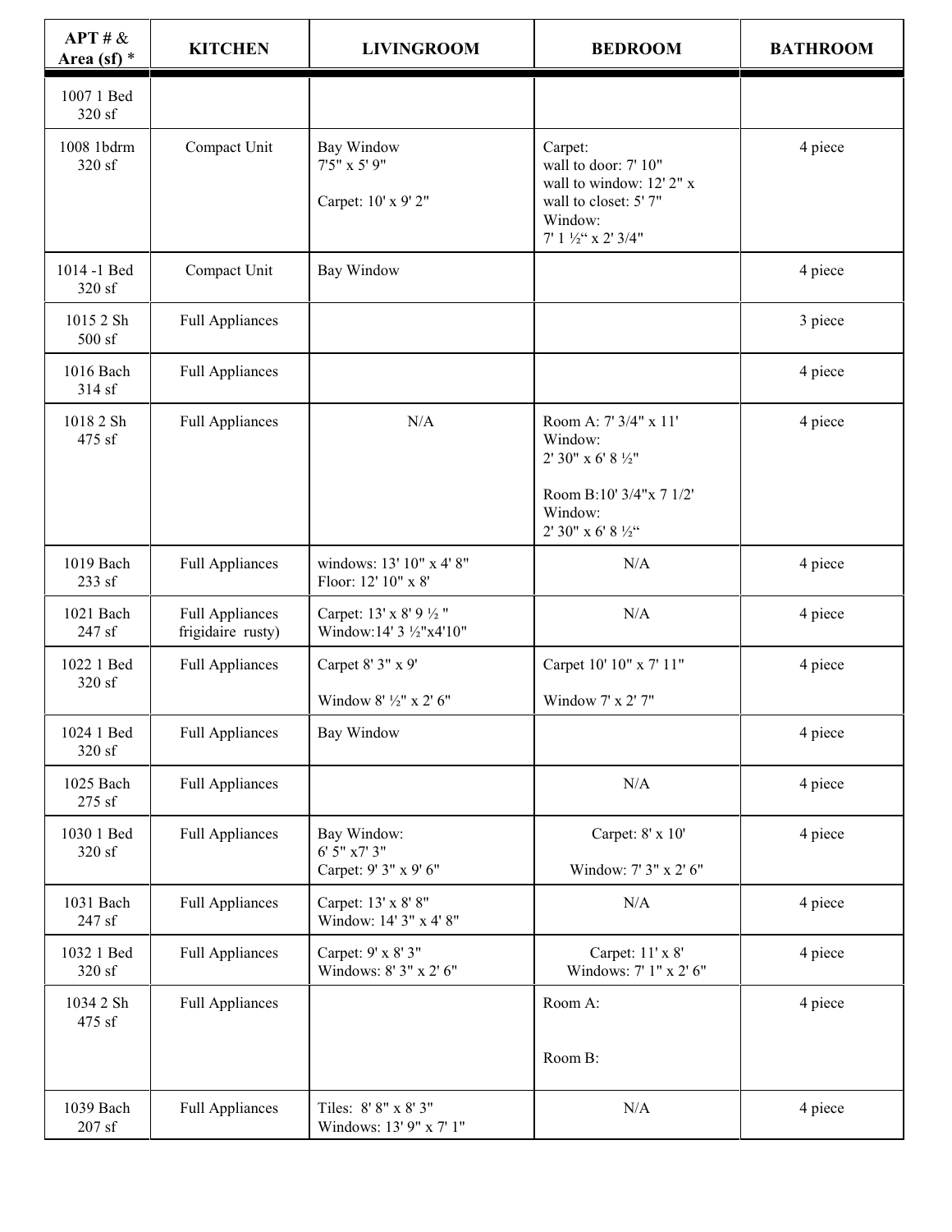| APT # & Area (sf) * | KITCHEN | LIVINGROOM | BEDROOM | BATHROOM |
|---|---|---|---|---|
| 1007 1 Bed 320 sf | | | | |
| 1008 1bdrm 320 sf | Compact Unit | Bay Window 7'5" x 5' 9"<br><br>Carpet: 10' x 9' 2" | Carpet:<br>wall to door: 7' 10"<br>wall to window: 12' 2" x<br>wall to closet: 5' 7"<br>Window:<br>7' 1 ½" x 2' 3/4" | 4 piece |
| 1014 -1 Bed 320 sf | Compact Unit | Bay Window | | 4 piece |
| 1015 2 Sh 500 sf | Full Appliances | | | 3 piece |
| 1016 Bach 314 sf | Full Appliances | | | 4 piece |
| 1018 2 Sh 475 sf | Full Appliances | N/A | Room A: 7' 3/4" x 11'<br>Window:<br>2' 30" x 6' 8 ½"<br><br>Room B:10' 3/4"x 7 1/2'<br>Window:<br>2' 30" x 6' 8 ½" | 4 piece |
| 1019 Bach 233 sf | Full Appliances | windows: 13' 10" x 4' 8"<br>Floor: 12' 10" x 8' | N/A | 4 piece |
| 1021 Bach 247 sf | Full Appliances frigidaire rusty) | Carpet: 13' x 8' 9 ½ "<br>Window:14' 3 ½"x4'10" | N/A | 4 piece |
| 1022 1 Bed 320 sf | Full Appliances | Carpet 8' 3" x 9'<br><br>Window 8' ½" x 2' 6" | Carpet 10' 10" x 7' 11"<br><br>Window 7' x 2' 7" | 4 piece |
| 1024 1 Bed 320 sf | Full Appliances | Bay Window | | 4 piece |
| 1025 Bach 275 sf | Full Appliances | | N/A | 4 piece |
| 1030 1 Bed 320 sf | Full Appliances | Bay Window:<br>6' 5" x7' 3"<br>Carpet: 9' 3" x 9' 6" | Carpet: 8' x 10'<br><br>Window: 7' 3" x 2' 6" | 4 piece |
| 1031 Bach 247 sf | Full Appliances | Carpet: 13' x 8' 8"<br>Window: 14' 3" x 4' 8" | N/A | 4 piece |
| 1032 1 Bed 320 sf | Full Appliances | Carpet: 9' x 8' 3"<br>Windows: 8' 3" x 2' 6" | Carpet: 11' x 8'<br>Windows: 7' 1" x 2' 6" | 4 piece |
| 1034 2 Sh 475 sf | Full Appliances | | Room A:<br><br><br>Room B: | 4 piece |
| 1039 Bach 207 sf | Full Appliances | Tiles: 8' 8" x 8' 3"<br>Windows: 13' 9" x 7' 1" | N/A | 4 piece |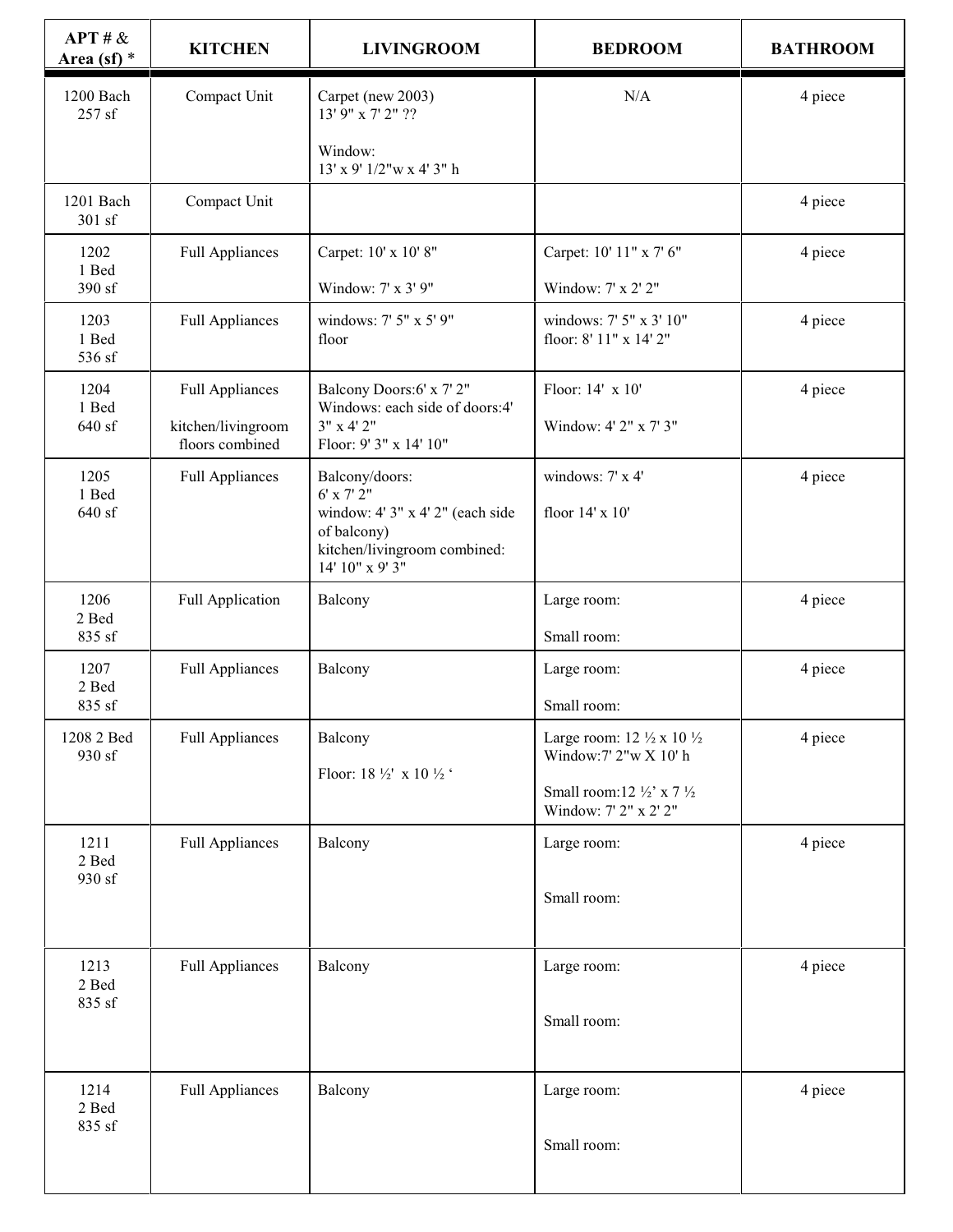| APT # & Area (sf) * | KITCHEN | LIVINGROOM | BEDROOM | BATHROOM |
|---|---|---|---|---|
| 1200 Bach<br>257 sf | Compact Unit | Carpet (new 2003)<br>13' 9" x 7' 2" ??<br><br>Window:<br>13' x 9' 1/2"w x 4' 3" h | N/A | 4 piece |
| 1201 Bach<br>301 sf | Compact Unit | | | 4 piece |
| 1202<br>1 Bed<br>390 sf | Full Appliances | Carpet: 10' x 10' 8"<br><br>Window: 7' x 3' 9" | Carpet: 10' 11" x 7' 6"<br><br>Window: 7' x 2' 2" | 4 piece |
| 1203<br>1 Bed<br>536 sf | Full Appliances | windows: 7' 5" x 5' 9"<br>floor | windows: 7' 5" x 3' 10"<br>floor: 8' 11" x 14' 2" | 4 piece |
| 1204<br>1 Bed<br>640 sf | Full Appliances<br><br>kitchen/livingroom floors combined | Balcony Doors:6' x 7' 2"<br>Windows: each side of doors:4' 3" x 4' 2"<br>Floor: 9' 3" x 14' 10" | Floor: 14' x 10'<br><br>Window: 4' 2" x 7' 3" | 4 piece |
| 1205<br>1 Bed<br>640 sf | Full Appliances | Balcony/doors:<br>6' x 7' 2"<br>window: 4' 3" x 4' 2" (each side of balcony)<br>kitchen/livingroom combined:<br>14' 10" x 9' 3" | windows: 7' x 4'<br><br>floor 14' x 10' | 4 piece |
| 1206<br>2 Bed<br>835 sf | Full Application | Balcony | Large room:<br><br>Small room: | 4 piece |
| 1207<br>2 Bed<br>835 sf | Full Appliances | Balcony | Large room:<br><br>Small room: | 4 piece |
| 1208 2 Bed<br>930 sf | Full Appliances | Balcony<br><br>Floor: 18 ½' x 10 ½ ‘ | Large room: 12 ½ x 10 ½<br>Window:7' 2"w X 10' h<br><br>Small room:12 ½' x 7 ½<br>Window: 7' 2" x 2' 2" | 4 piece |
| 1211<br>2 Bed<br>930 sf | Full Appliances | Balcony | Large room:<br><br>Small room: | 4 piece |
| 1213<br>2 Bed<br>835 sf | Full Appliances | Balcony | Large room:<br><br>Small room: | 4 piece |
| 1214<br>2 Bed<br>835 sf | Full Appliances | Balcony | Large room:<br><br>Small room: | 4 piece |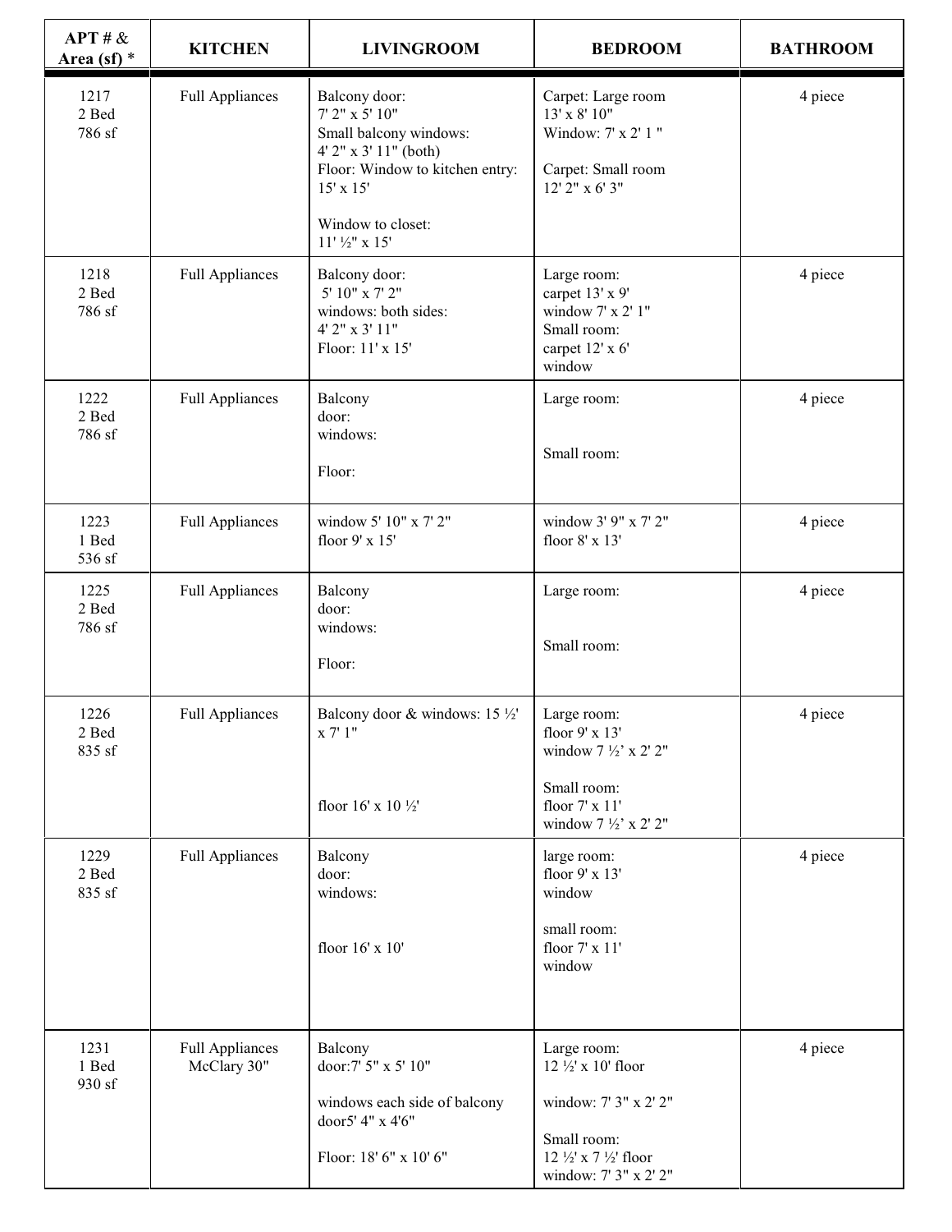| APT # & Area (sf) * | KITCHEN | LIVINGROOM | BEDROOM | BATHROOM |
|---|---|---|---|---|
| 1217<br>2 Bed<br>786 sf | Full Appliances | Balcony door:<br>7' 2" x 5' 10"<br>Small balcony windows:<br>4' 2" x 3' 11" (both)<br>Floor: Window to kitchen entry:<br>15' x 15'<br><br>Window to closet:<br>11' ½" x 15' | Carpet: Large room<br>13' x 8' 10"<br>Window: 7' x 2' 1 "<br><br>Carpet: Small room<br>12' 2" x 6' 3" | 4 piece |
| 1218<br>2 Bed<br>786 sf | Full Appliances | Balcony door:<br>5' 10" x 7' 2"<br>windows: both sides:<br>4' 2" x 3' 11"<br>Floor: 11' x 15' | Large room:<br>carpet 13' x 9'<br>window 7' x 2' 1"<br>Small room:<br>carpet 12' x 6'<br>window | 4 piece |
| 1222<br>2 Bed<br>786 sf | Full Appliances | Balcony<br>door:<br>windows:<br><br>Floor: | Large room:<br><br><br>Small room: | 4 piece |
| 1223<br>1 Bed<br>536 sf | Full Appliances | window 5' 10" x 7' 2"<br>floor 9' x 15' | window 3' 9" x 7' 2"<br>floor 8' x 13' | 4 piece |
| 1225<br>2 Bed<br>786 sf | Full Appliances | Balcony<br>door:<br>windows:<br><br>Floor: | Large room:<br><br><br>Small room: | 4 piece |
| 1226<br>2 Bed<br>835 sf | Full Appliances | Balcony door & windows: 15 ½' x 7' 1"<br><br><br><br>floor 16' x 10 ½' | Large room:<br>floor 9' x 13'<br>window 7 ½' x 2' 2"<br><br>Small room:<br>floor 7' x 11'<br>window 7 ½' x 2' 2" | 4 piece |
| 1229<br>2 Bed<br>835 sf | Full Appliances | Balcony<br>door:<br>windows:<br><br><br>floor 16' x 10' | large room:<br>floor 9' x 13'<br>window<br><br>small room:<br>floor 7' x 11'<br>window | 4 piece |
| 1231<br>1 Bed<br>930 sf | Full Appliances<br>McClary 30" | Balcony<br>door:7' 5" x 5' 10"<br><br>windows each side of balcony door5' 4" x 4'6"<br><br>Floor: 18' 6" x 10' 6" | Large room:<br>12 ½' x 10' floor<br><br>window: 7' 3" x 2' 2"<br><br>Small room:<br>12 ½' x 7 ½' floor<br>window: 7' 3" x 2' 2" | 4 piece |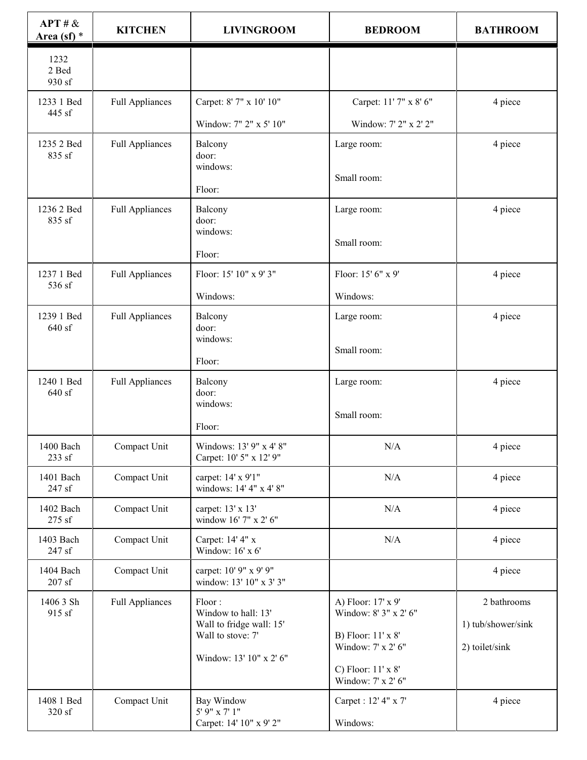| APT # & Area (sf) * | KITCHEN | LIVINGROOM | BEDROOM | BATHROOM |
|---|---|---|---|---|
| 1232<br>2 Bed<br>930 sf | | | | |
| 1233 1 Bed<br>445 sf | Full Appliances | Carpet: 8' 7" x 10' 10"<br><br>Window: 7" 2" x 5' 10" | Carpet: 11' 7" x 8' 6"<br><br>Window: 7' 2" x 2' 2" | 4 piece |
| 1235 2 Bed<br>835 sf | Full Appliances | Balcony<br>door:<br>windows:<br><br>Floor: | Large room:<br><br><br>Small room: | 4 piece |
| 1236 2 Bed<br>835 sf | Full Appliances | Balcony<br>door:<br>windows:<br><br>Floor: | Large room:<br><br><br>Small room: | 4 piece |
| 1237 1 Bed<br>536 sf | Full Appliances | Floor: 15' 10" x 9' 3"<br><br>Windows: | Floor: 15' 6" x 9'<br><br>Windows: | 4 piece |
| 1239 1 Bed<br>640 sf | Full Appliances | Balcony<br>door:<br>windows:<br><br>Floor: | Large room:<br><br><br>Small room: | 4 piece |
| 1240 1 Bed<br>640 sf | Full Appliances | Balcony<br>door:<br>windows:<br><br>Floor: | Large room:<br><br><br>Small room: | 4 piece |
| 1400 Bach<br>233 sf | Compact Unit | Windows: 13' 9" x 4' 8"<br>Carpet: 10' 5" x 12' 9" | N/A | 4 piece |
| 1401 Bach<br>247 sf | Compact Unit | carpet: 14' x 9'1"<br>windows: 14' 4" x 4' 8" | N/A | 4 piece |
| 1402 Bach<br>275 sf | Compact Unit | carpet: 13' x 13'<br>window 16' 7" x 2' 6" | N/A | 4 piece |
| 1403 Bach<br>247 sf | Compact Unit | Carpet: 14' 4" x<br>Window: 16' x 6' | N/A | 4 piece |
| 1404 Bach<br>207 sf | Compact Unit | carpet: 10' 9" x 9' 9"<br>window: 13' 10" x 3' 3" | | 4 piece |
| 1406 3 Sh<br>915 sf | Full Appliances | Floor :<br>Window to hall: 13'<br>Wall to fridge wall: 15'<br>Wall to stove: 7'<br><br>Window: 13' 10" x 2' 6" | A) Floor: 17' x 9'<br>Window: 8' 3" x 2' 6"<br><br>B) Floor: 11' x 8'<br>Window: 7' x 2' 6"<br><br>C) Floor: 11' x 8'<br>Window: 7' x 2' 6" | 2 bathrooms<br><br>1) tub/shower/sink<br><br>2) toilet/sink |
| 1408 1 Bed<br>320 sf | Compact Unit | Bay Window<br>5' 9" x 7' 1"<br>Carpet: 14' 10" x 9' 2" | Carpet : 12' 4" x 7'<br><br>Windows: | 4 piece |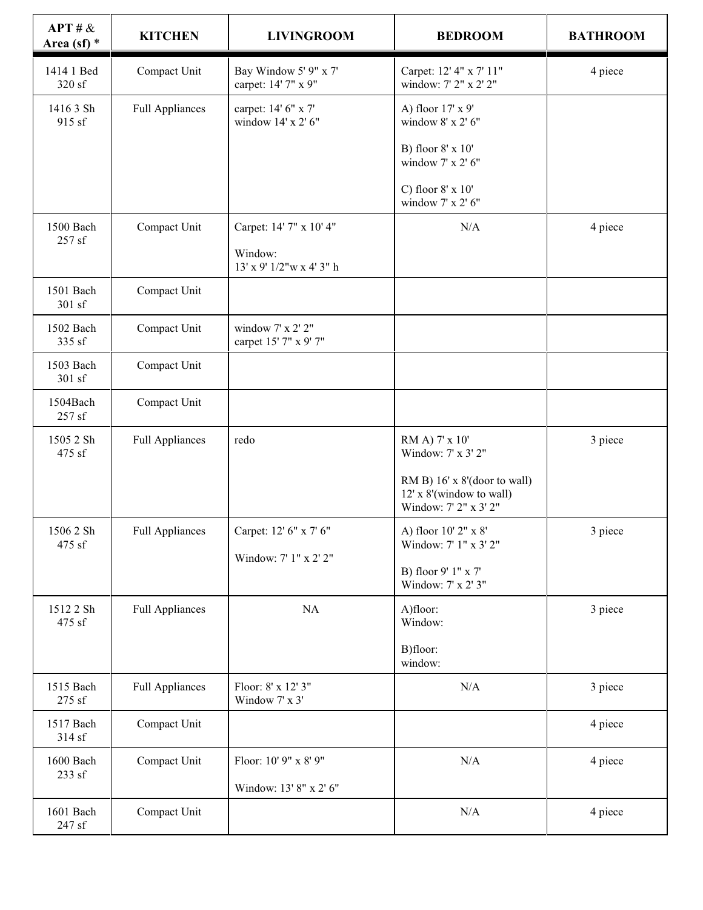| APT # & Area (sf) * | KITCHEN | LIVINGROOM | BEDROOM | BATHROOM |
|---|---|---|---|---|
| 1414 1 Bed 320 sf | Compact Unit | Bay Window 5' 9" x 7'<br>carpet: 14' 7" x 9" | Carpet: 12' 4" x 7' 11"<br>window: 7' 2" x 2' 2" | 4 piece |
| 1416 3 Sh 915 sf | Full Appliances | carpet: 14' 6" x 7'<br>window 14' x 2' 6" | A) floor 17' x 9'<br>window 8' x 2' 6"<br><br>B) floor 8' x 10'<br>window 7' x 2' 6"<br><br>C) floor 8' x 10'<br>window 7' x 2' 6" | |
| 1500 Bach 257 sf | Compact Unit | Carpet: 14' 7" x 10' 4"<br><br>Window:<br>13' x 9' 1/2"w x 4' 3" h | N/A | 4 piece |
| 1501 Bach 301 sf | Compact Unit | | | |
| 1502 Bach 335 sf | Compact Unit | window 7' x 2' 2"<br>carpet 15' 7" x 9' 7" | | |
| 1503 Bach 301 sf | Compact Unit | | | |
| 1504Bach 257 sf | Compact Unit | | | |
| 1505 2 Sh 475 sf | Full Appliances | redo | RM A) 7' x 10'<br>Window: 7' x 3' 2"<br><br>RM B) 16' x 8'(door to wall)<br>12' x 8'(window to wall)<br>Window: 7' 2" x 3' 2" | 3 piece |
| 1506 2 Sh 475 sf | Full Appliances | Carpet: 12' 6" x 7' 6"<br><br>Window: 7' 1" x 2' 2" | A) floor 10' 2" x 8'<br>Window: 7' 1" x 3' 2"<br><br>B) floor 9' 1" x 7'<br>Window: 7' x 2' 3" | 3 piece |
| 1512 2 Sh 475 sf | Full Appliances | NA | A)floor:<br>Window:<br><br>B)floor:<br>window: | 3 piece |
| 1515 Bach 275 sf | Full Appliances | Floor: 8' x 12' 3"<br>Window 7' x 3' | N/A | 3 piece |
| 1517 Bach 314 sf | Compact Unit | | | 4 piece |
| 1600 Bach 233 sf | Compact Unit | Floor: 10' 9" x 8' 9"<br><br>Window: 13' 8" x 2' 6" | N/A | 4 piece |
| 1601 Bach 247 sf | Compact Unit | | N/A | 4 piece |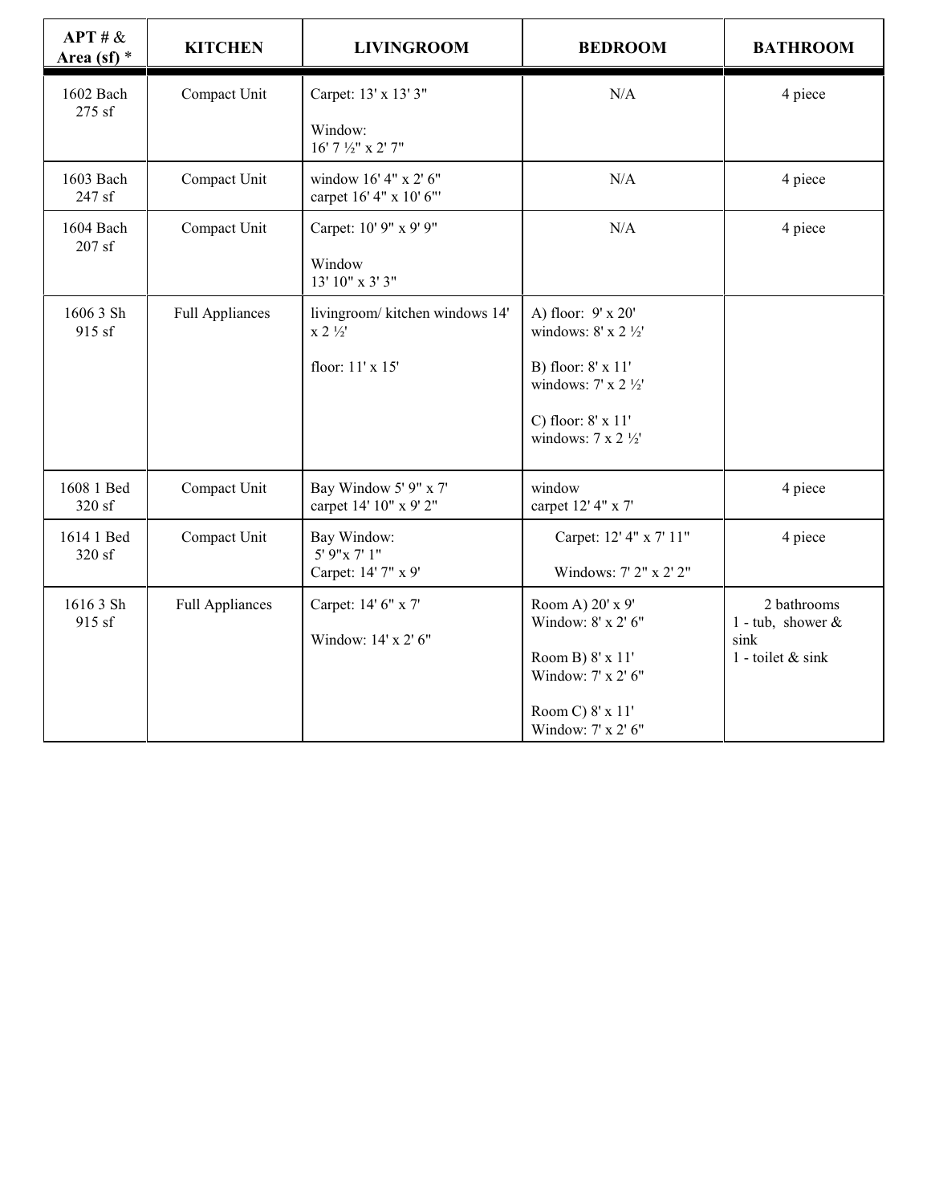| APT # & Area (sf) * | KITCHEN | LIVINGROOM | BEDROOM | BATHROOM |
|---|---|---|---|---|
| 1602 Bach 275 sf | Compact Unit | Carpet: 13' x 13' 3"<br><br>Window:<br>16' 7 ½" x 2' 7" | N/A | 4 piece |
| 1603 Bach 247 sf | Compact Unit | window 16' 4" x 2' 6"<br>carpet 16' 4" x 10' 6"' | N/A | 4 piece |
| 1604 Bach 207 sf | Compact Unit | Carpet: 10' 9" x 9' 9"<br><br>Window<br>13' 10" x 3' 3" | N/A | 4 piece |
| 1606 3 Sh 915 sf | Full Appliances | livingroom/ kitchen windows 14' x 2 ½'<br><br>floor: 11' x 15' | A) floor: 9' x 20'<br>windows: 8' x 2 ½'<br><br>B) floor: 8' x 11'<br>windows: 7' x 2 ½'<br><br>C) floor: 8' x 11'<br>windows: 7 x 2 ½' | |
| 1608 1 Bed 320 sf | Compact Unit | Bay Window 5' 9" x 7'<br>carpet 14' 10" x 9' 2" | window<br>carpet 12' 4" x 7' | 4 piece |
| 1614 1 Bed 320 sf | Compact Unit | Bay Window:<br>5' 9"x 7' 1"<br>Carpet: 14' 7" x 9' | Carpet: 12' 4" x 7' 11"<br><br>Windows: 7' 2" x 2' 2" | 4 piece |
| 1616 3 Sh 915 sf | Full Appliances | Carpet: 14' 6" x 7'<br><br>Window: 14' x 2' 6" | Room A) 20' x 9'<br>Window: 8' x 2' 6"<br><br>Room B) 8' x 11'<br>Window: 7' x 2' 6"<br><br>Room C) 8' x 11'<br>Window: 7' x 2' 6" | 2 bathrooms<br>1 - tub, shower & sink<br>1 - toilet & sink |